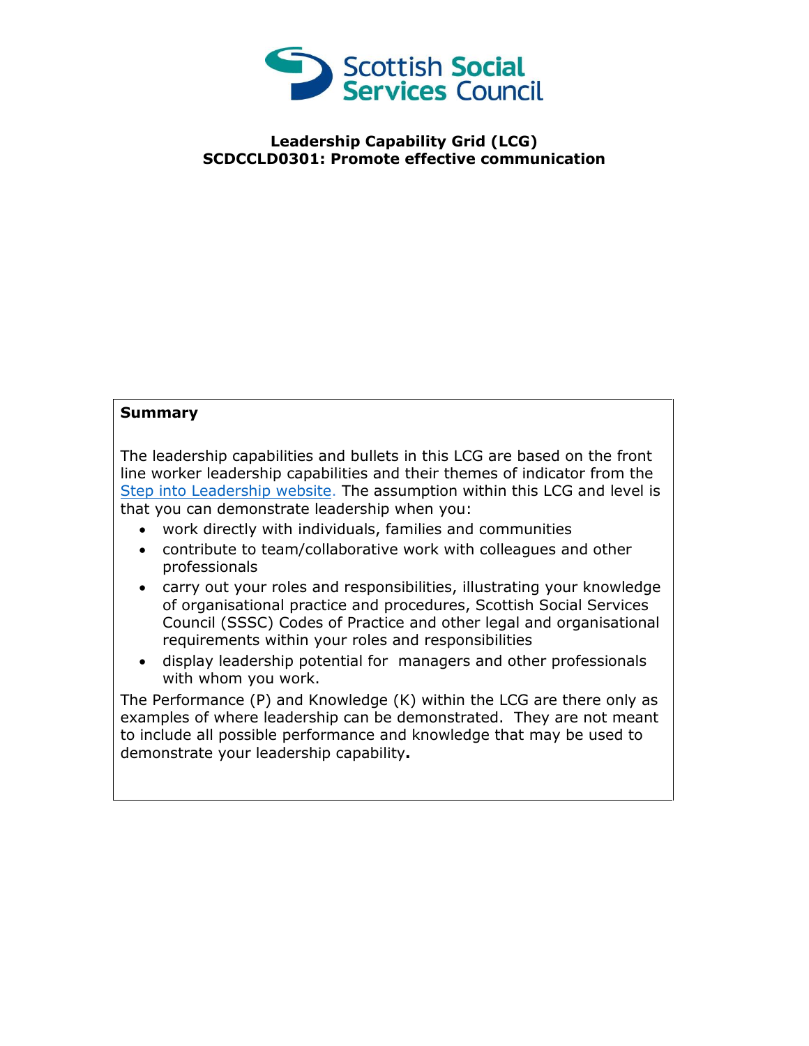Scottish Social Services Council

**Leadership Capability Grid (LCG)**
**SCDCCLD0301: Promote effective communication**

**Summary**

The leadership capabilities and bullets in this LCG are based on the front line worker leadership capabilities and their themes of indicator from the Step into Leadership website. The assumption within this LCG and level is that you can demonstrate leadership when you:

- work directly with individuals, families and communities
- contribute to team/collaborative work with colleagues and other professionals
- carry out your roles and responsibilities, illustrating your knowledge of organisational practice and procedures, Scottish Social Services Council (SSSC) Codes of Practice and other legal and organisational requirements within your roles and responsibilities
- display leadership potential for managers and other professionals with whom you work.

The Performance (P) and Knowledge (K) within the LCG are there only as examples of where leadership can be demonstrated. They are not meant to include all possible performance and knowledge that may be used to demonstrate your leadership capability**.**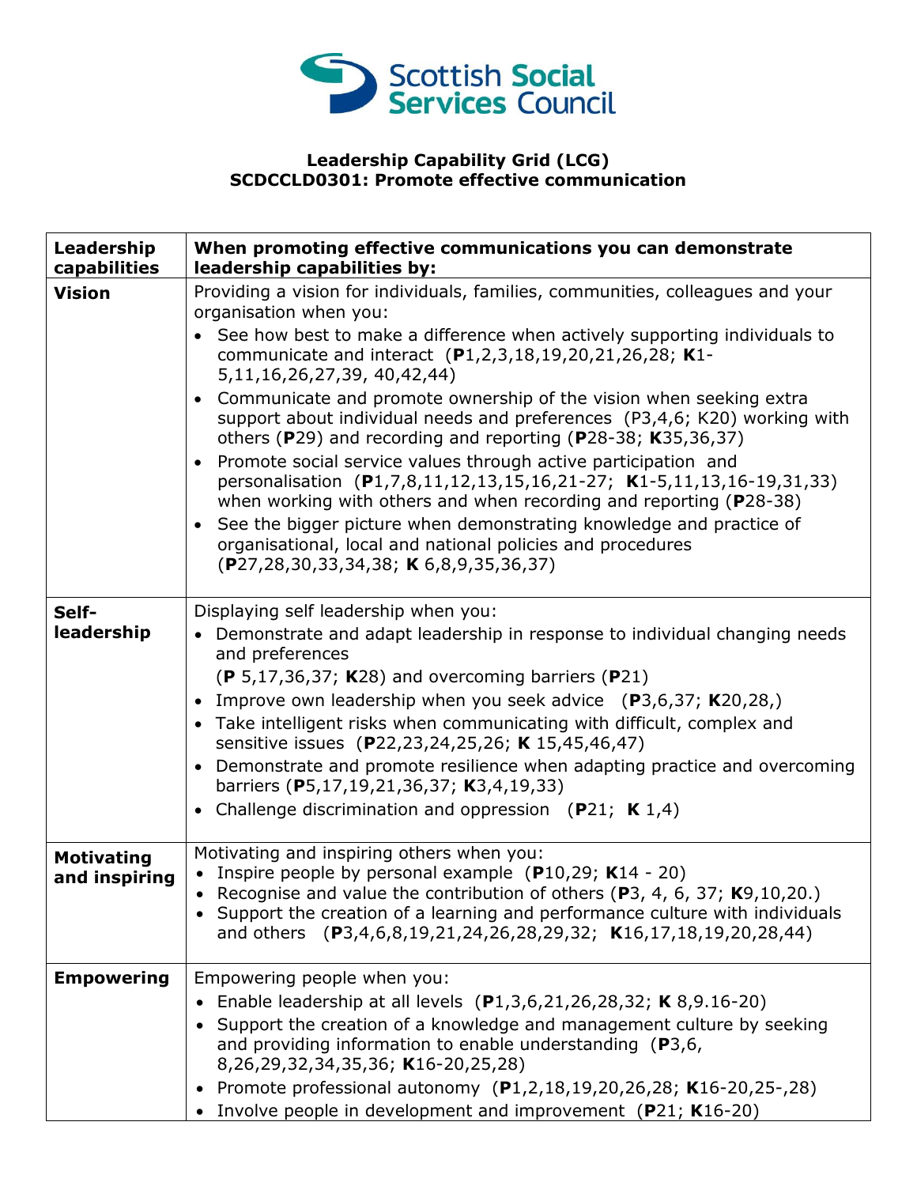Scottish Social Services Council

**Leadership Capability Grid (LCG)**
**SCDCCLD0301: Promote effective communication**

| **Leadership capabilities** | **When promoting effective communications you can demonstrate leadership capabilities by:** |
|---|---|
| **Vision** | Providing a vision for individuals, families, communities, colleagues and your organisation when you:<br>• See how best to make a difference when actively supporting individuals to communicate and interact (**P**1,2,3,18,19,20,21,26,28; **K**1-5,11,16,26,27,39, 40,42,44)<br>• Communicate and promote ownership of the vision when seeking extra support about individual needs and preferences (P3,4,6; K20) working with others (**P**29) and recording and reporting (**P**28-38; **K**35,36,37)<br>• Promote social service values through active participation and personalisation (**P**1,7,8,11,12,13,15,16,21-27; **K**1-5,11,13,16-19,31,33) when working with others and when recording and reporting (**P**28-38)<br>• See the bigger picture when demonstrating knowledge and practice of organisational, local and national policies and procedures (**P**27,28,30,33,34,38; **K** 6,8,9,35,36,37) |
| **Self-leadership** | Displaying self leadership when you:<br>• Demonstrate and adapt leadership in response to individual changing needs and preferences (**P** 5,17,36,37; **K**28) and overcoming barriers (**P**21)<br>• Improve own leadership when you seek advice (**P**3,6,37; **K**20,28,)<br>• Take intelligent risks when communicating with difficult, complex and sensitive issues (**P**22,23,24,25,26; **K** 15,45,46,47)<br>• Demonstrate and promote resilience when adapting practice and overcoming barriers (**P**5,17,19,21,36,37; **K**3,4,19,33)<br>• Challenge discrimination and oppression (**P**21; **K** 1,4) |
| **Motivating and inspiring** | Motivating and inspiring others when you:<br>• Inspire people by personal example (**P**10,29; **K**14 - 20)<br>• Recognise and value the contribution of others (**P**3, 4, 6, 37; **K**9,10,20.)<br>• Support the creation of a learning and performance culture with individuals and others (**P**3,4,6,8,19,21,24,26,28,29,32; **K**16,17,18,19,20,28,44) |
| **Empowering** | Empowering people when you:<br>• Enable leadership at all levels (**P**1,3,6,21,26,28,32; **K** 8,9.16-20)<br>• Support the creation of a knowledge and management culture by seeking and providing information to enable understanding (**P**3,6, 8,26,29,32,34,35,36; **K**16-20,25,28)<br>• Promote professional autonomy (**P**1,2,18,19,20,26,28; **K**16-20,25-,28)<br>• Involve people in development and improvement (**P**21; **K**16-20) |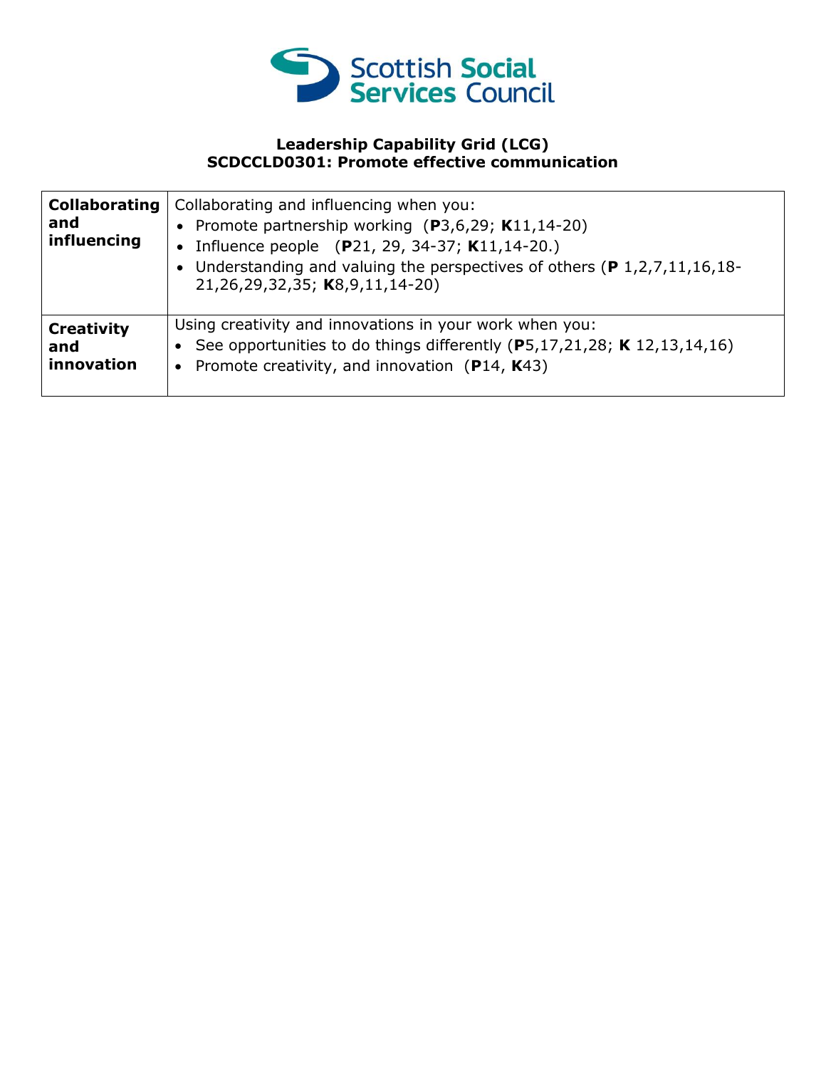**Leadership Capability Grid (LCG)**
**SCDCCLD0301: Promote effective communication**

| | |
|---|---|
| **Collaborating and influencing** | Collaborating and influencing when you:<br>• Promote partnership working (**P**3,6,29; **K**11,14-20)<br>• Influence people (**P**21, 29, 34-37; **K**11,14-20.)<br>• Understanding and valuing the perspectives of others (**P** 1,2,7,11,16,18-21,26,29,32,35; **K**8,9,11,14-20) |
| **Creativity and innovation** | Using creativity and innovations in your work when you:<br>• See opportunities to do things differently (**P**5,17,21,28; **K** 12,13,14,16)<br>• Promote creativity, and innovation (**P**14, **K**43) |